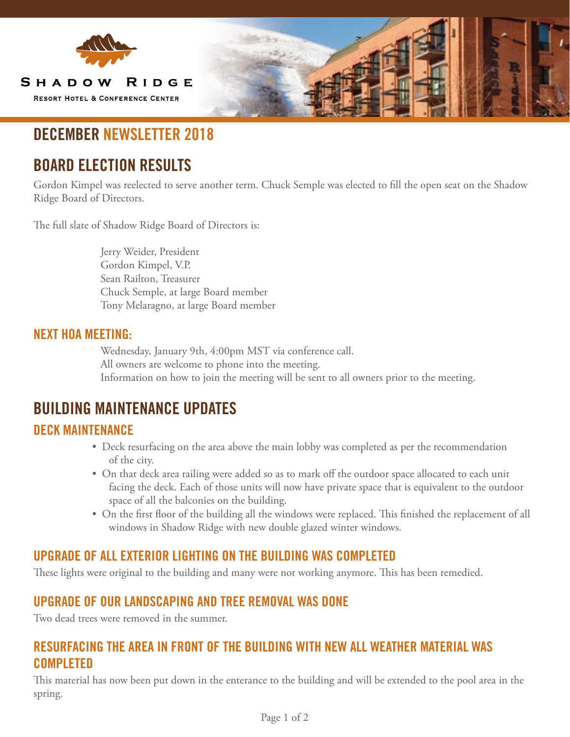Shadow Ridge

Resort Hotel & Conference Center

# DECEMBER NEWSLETTER 2018

## BOARD ELECTION RESULTS

Gordon Kimpel was reelected to serve another term. Chuck Semple was elected to fill the open seat on the Shadow Ridge Board of Directors.

The full slate of Shadow Ridge Board of Directors is:

Jerry Weider, President
Gordon Kimpel, V.P.
Sean Railton, Treasurer
Chuck Semple, at large Board member
Tony Melaragno, at large Board member

### NEXT HOA MEETING:

Wednesday, January 9th, 4:00pm MST via conference call.
All owners are welcome to phone into the meeting.
Information on how to join the meeting will be sent to all owners prior to the meeting.

## BUILDING MAINTENANCE UPDATES

### DECK MAINTENANCE

- Deck resurfacing on the area above the main lobby was completed as per the recommendation of the city.
- On that deck area railing were added so as to mark off the outdoor space allocated to each unit facing the deck. Each of those units will now have private space that is equivalent to the outdoor space of all the balconies on the building.
- On the first floor of the building all the windows were replaced. This finished the replacement of all windows in Shadow Ridge with new double glazed winter windows.

### UPGRADE OF ALL EXTERIOR LIGHTING ON THE BUILDING WAS COMPLETED

These lights were original to the building and many were not working anymore. This has been remedied.

### UPGRADE OF OUR LANDSCAPING AND TREE REMOVAL WAS DONE

Two dead trees were removed in the summer.

### RESURFACING THE AREA IN FRONT OF THE BUILDING WITH NEW ALL WEATHER MATERIAL WAS COMPLETED

This material has now been put down in the enterance to the building and will be extended to the pool area in the spring.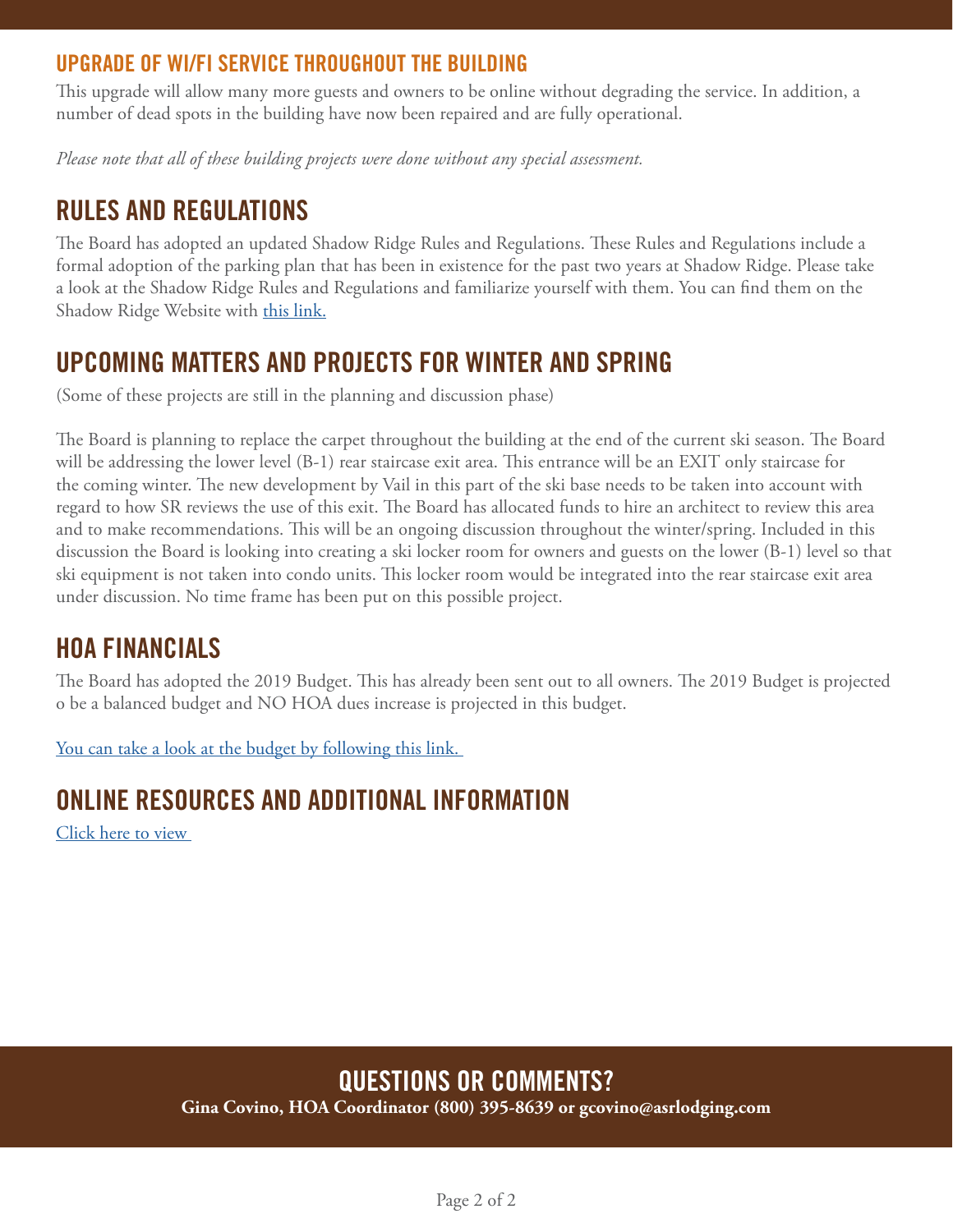### UPGRADE OF WI/FI SERVICE THROUGHOUT THE BUILDING

This upgrade will allow many more guests and owners to be online without degrading the service. In addition, a number of dead spots in the building have now been repaired and are fully operational.

*Please note that all of these building projects were done without any special assessment.*

## RULES AND REGULATIONS

The Board has adopted an updated Shadow Ridge Rules and Regulations. These Rules and Regulations include a formal adoption of the parking plan that has been in existence for the past two years at Shadow Ridge. Please take a look at the Shadow Ridge Rules and Regulations and familiarize yourself with them. You can find them on the Shadow Ridge Website with this link.

## UPCOMING MATTERS AND PROJECTS FOR WINTER AND SPRING

(Some of these projects are still in the planning and discussion phase)

The Board is planning to replace the carpet throughout the building at the end of the current ski season. The Board will be addressing the lower level (B-1) rear staircase exit area. This entrance will be an EXIT only staircase for the coming winter. The new development by Vail in this part of the ski base needs to be taken into account with regard to how SR reviews the use of this exit. The Board has allocated funds to hire an architect to review this area and to make recommendations. This will be an ongoing discussion throughout the winter/spring. Included in this discussion the Board is looking into creating a ski locker room for owners and guests on the lower (B-1) level so that ski equipment is not taken into condo units. This locker room would be integrated into the rear staircase exit area under discussion. No time frame has been put on this possible project.

## HOA FINANCIALS

The Board has adopted the 2019 Budget. This has already been sent out to all owners. The 2019 Budget is projected o be a balanced budget and NO HOA dues increase is projected in this budget.

You can take a look at the budget by following this link.

## ONLINE RESOURCES AND ADDITIONAL INFORMATION

Click here to view

## QUESTIONS OR COMMENTS?

**Gina Covino, HOA Coordinator (800) 395-8639 or gcovino@asrlodging.com**